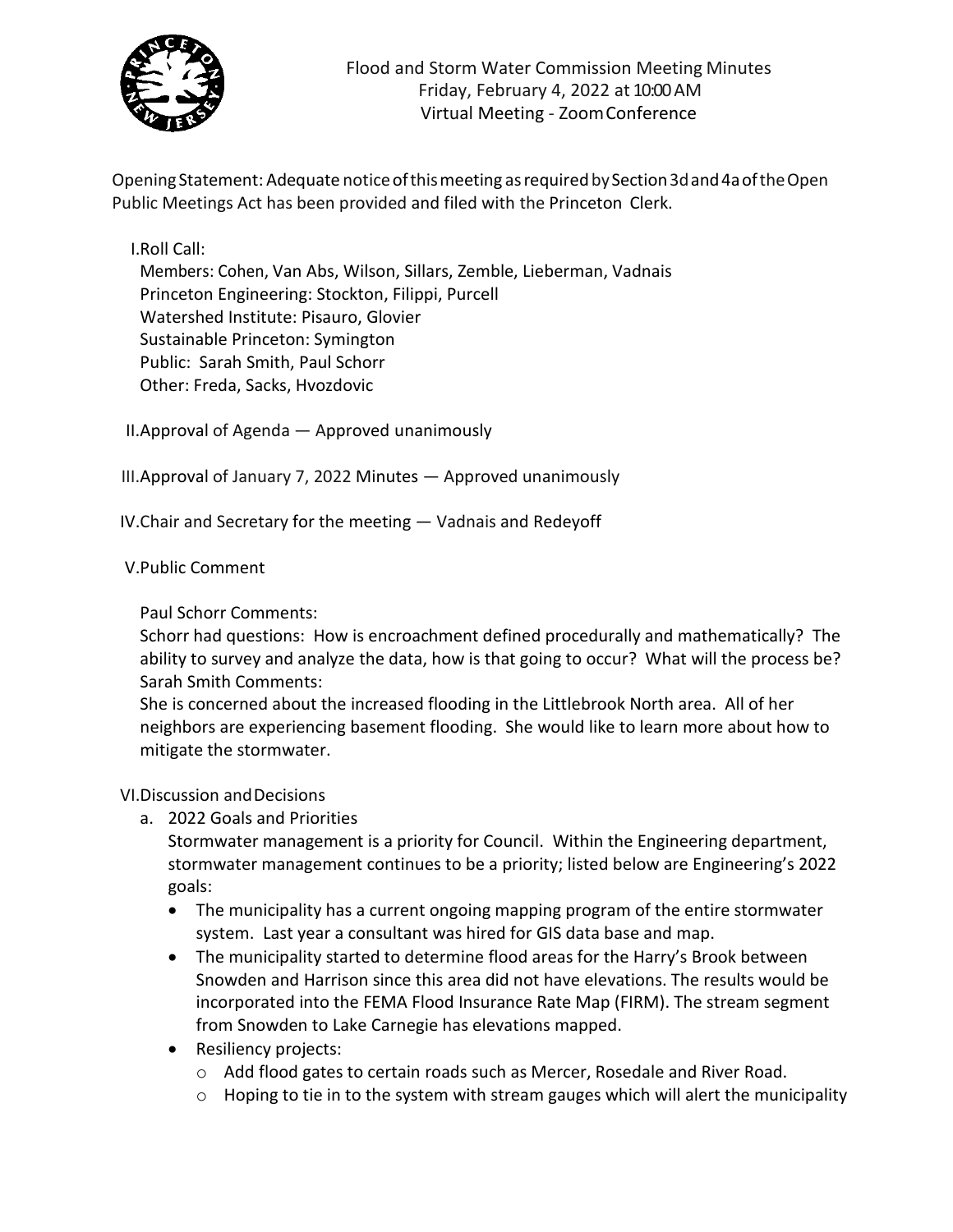# Flood and Storm Water Commission Meeting Minutes

Friday, February 4, 2022 at 10:00 AM

Virtual Meeting - Zoom Conference

Opening Statement: Adequate notice of this meeting as required by Section 3d and 4a of the Open Public Meetings Act has been provided and filed with the Princeton Clerk.

I. Roll Call:
Members: Cohen, Van Abs, Wilson, Sillars, Zemble, Lieberman, Vadnais
Princeton Engineering: Stockton, Filippi, Purcell
Watershed Institute: Pisauro, Glovier
Sustainable Princeton: Symington
Public: Sarah Smith, Paul Schorr
Other: Freda, Sacks, Hvozdovic

II. Approval of Agenda — Approved unanimously

III. Approval of January 7, 2022 Minutes — Approved unanimously

IV. Chair and Secretary for the meeting — Vadnais and Redeyoff

V. Public Comment

Paul Schorr Comments:
Schorr had questions: How is encroachment defined procedurally and mathematically? The ability to survey and analyze the data, how is that going to occur? What will the process be?
Sarah Smith Comments:
She is concerned about the increased flooding in the Littlebrook North area. All of her neighbors are experiencing basement flooding. She would like to learn more about how to mitigate the stormwater.

VI. Discussion and Decisions

a. 2022 Goals and Priorities
Stormwater management is a priority for Council. Within the Engineering department, stormwater management continues to be a priority; listed below are Engineering's 2022 goals:
- The municipality has a current ongoing mapping program of the entire stormwater system. Last year a consultant was hired for GIS data base and map.
- The municipality started to determine flood areas for the Harry's Brook between Snowden and Harrison since this area did not have elevations. The results would be incorporated into the FEMA Flood Insurance Rate Map (FIRM). The stream segment from Snowden to Lake Carnegie has elevations mapped.
- Resiliency projects:
  - Add flood gates to certain roads such as Mercer, Rosedale and River Road.
  - Hoping to tie in to the system with stream gauges which will alert the municipality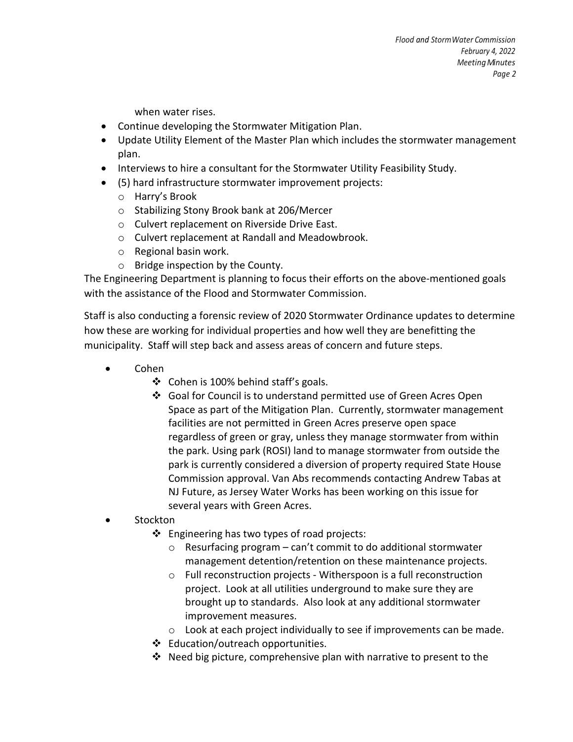when water rises.

- Continue developing the Stormwater Mitigation Plan.
- Update Utility Element of the Master Plan which includes the stormwater management plan.
- Interviews to hire a consultant for the Stormwater Utility Feasibility Study.
- (5) hard infrastructure stormwater improvement projects:
  - Harry's Brook
  - Stabilizing Stony Brook bank at 206/Mercer
  - Culvert replacement on Riverside Drive East.
  - Culvert replacement at Randall and Meadowbrook.
  - Regional basin work.
  - Bridge inspection by the County.

The Engineering Department is planning to focus their efforts on the above-mentioned goals with the assistance of the Flood and Stormwater Commission.

Staff is also conducting a forensic review of 2020 Stormwater Ordinance updates to determine how these are working for individual properties and how well they are benefitting the municipality. Staff will step back and assess areas of concern and future steps.

- Cohen
  - ❖ Cohen is 100% behind staff's goals.
  - ❖ Goal for Council is to understand permitted use of Green Acres Open Space as part of the Mitigation Plan. Currently, stormwater management facilities are not permitted in Green Acres preserve open space regardless of green or gray, unless they manage stormwater from within the park. Using park (ROSI) land to manage stormwater from outside the park is currently considered a diversion of property required State House Commission approval. Van Abs recommends contacting Andrew Tabas at NJ Future, as Jersey Water Works has been working on this issue for several years with Green Acres.
- Stockton
  - ❖ Engineering has two types of road projects:
    - Resurfacing program – can't commit to do additional stormwater management detention/retention on these maintenance projects.
    - Full reconstruction projects - Witherspoon is a full reconstruction project. Look at all utilities underground to make sure they are brought up to standards. Also look at any additional stormwater improvement measures.
    - Look at each project individually to see if improvements can be made.
  - ❖ Education/outreach opportunities.
  - ❖ Need big picture, comprehensive plan with narrative to present to the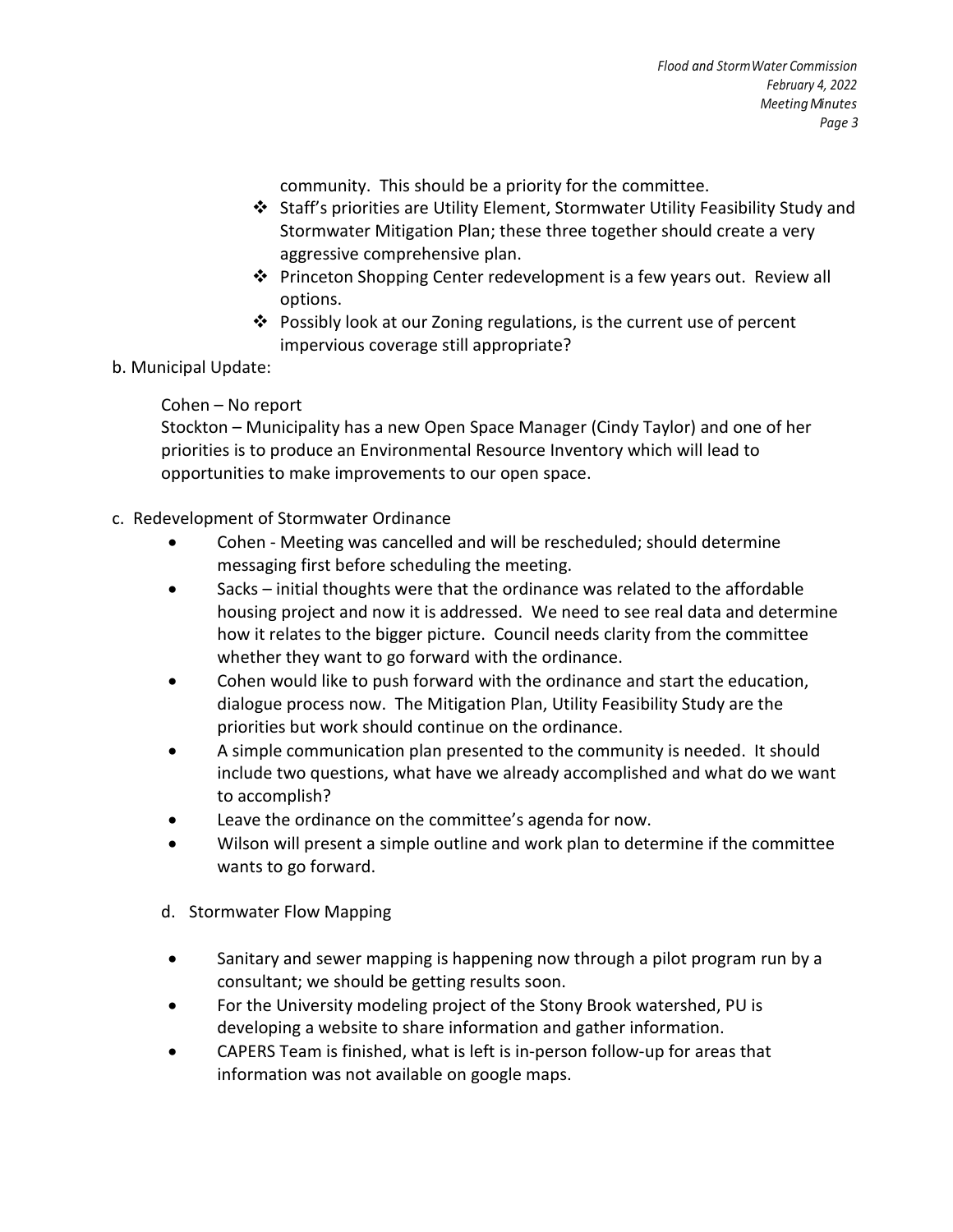community. This should be a priority for the committee.

- Staff's priorities are Utility Element, Stormwater Utility Feasibility Study and Stormwater Mitigation Plan; these three together should create a very aggressive comprehensive plan.
- Princeton Shopping Center redevelopment is a few years out. Review all options.
- Possibly look at our Zoning regulations, is the current use of percent impervious coverage still appropriate?

b. Municipal Update:

Cohen – No report

Stockton – Municipality has a new Open Space Manager (Cindy Taylor) and one of her priorities is to produce an Environmental Resource Inventory which will lead to opportunities to make improvements to our open space.

c. Redevelopment of Stormwater Ordinance

- Cohen - Meeting was cancelled and will be rescheduled; should determine messaging first before scheduling the meeting.
- Sacks – initial thoughts were that the ordinance was related to the affordable housing project and now it is addressed. We need to see real data and determine how it relates to the bigger picture. Council needs clarity from the committee whether they want to go forward with the ordinance.
- Cohen would like to push forward with the ordinance and start the education, dialogue process now. The Mitigation Plan, Utility Feasibility Study are the priorities but work should continue on the ordinance.
- A simple communication plan presented to the community is needed. It should include two questions, what have we already accomplished and what do we want to accomplish?
- Leave the ordinance on the committee's agenda for now.
- Wilson will present a simple outline and work plan to determine if the committee wants to go forward.

d. Stormwater Flow Mapping

- Sanitary and sewer mapping is happening now through a pilot program run by a consultant; we should be getting results soon.
- For the University modeling project of the Stony Brook watershed, PU is developing a website to share information and gather information.
- CAPERS Team is finished, what is left is in-person follow-up for areas that information was not available on google maps.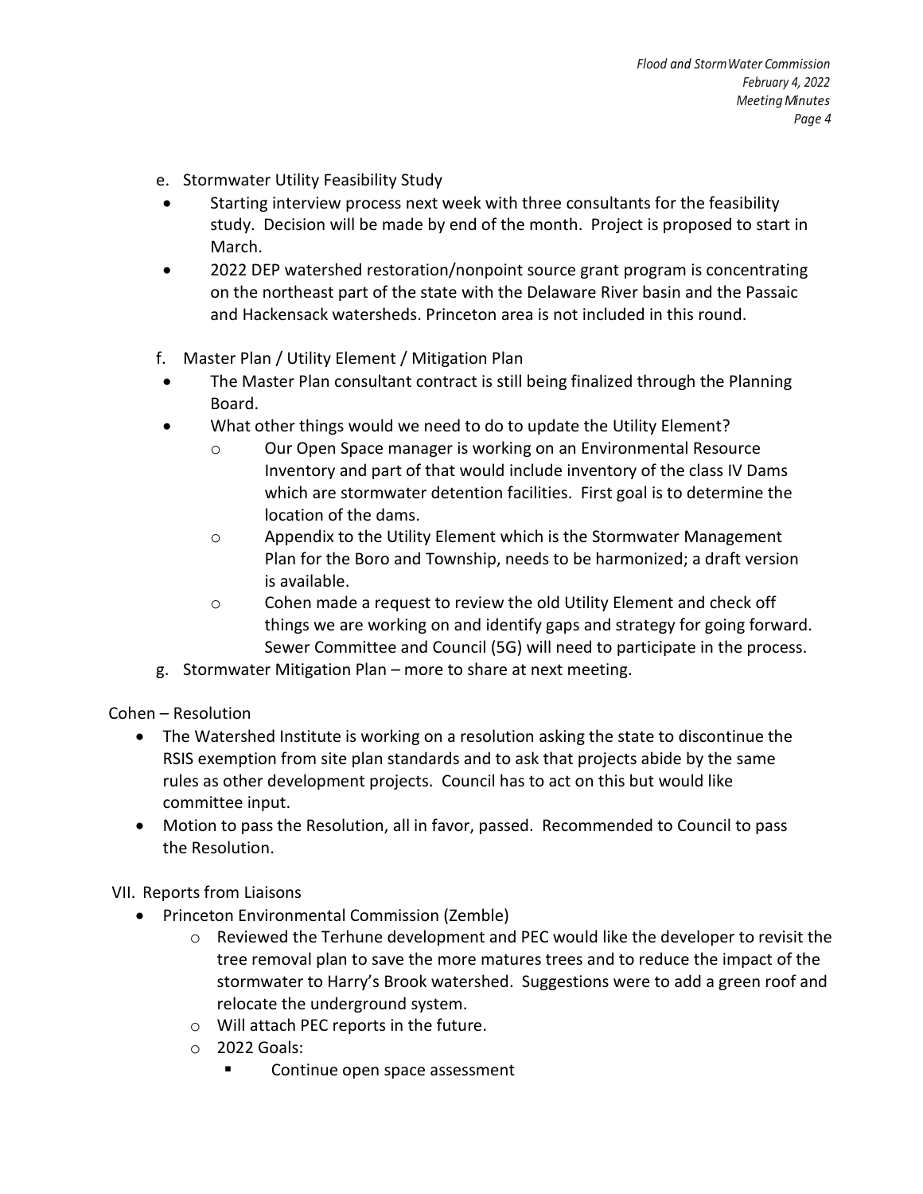e. Stormwater Utility Feasibility Study

- Starting interview process next week with three consultants for the feasibility study. Decision will be made by end of the month. Project is proposed to start in March.
- 2022 DEP watershed restoration/nonpoint source grant program is concentrating on the northeast part of the state with the Delaware River basin and the Passaic and Hackensack watersheds. Princeton area is not included in this round.

f. Master Plan / Utility Element / Mitigation Plan

- The Master Plan consultant contract is still being finalized through the Planning Board.
- What other things would we need to do to update the Utility Element?
    - Our Open Space manager is working on an Environmental Resource Inventory and part of that would include inventory of the class IV Dams which are stormwater detention facilities. First goal is to determine the location of the dams.
    - Appendix to the Utility Element which is the Stormwater Management Plan for the Boro and Township, needs to be harmonized; a draft version is available.
    - Cohen made a request to review the old Utility Element and check off things we are working on and identify gaps and strategy for going forward. Sewer Committee and Council (5G) will need to participate in the process.

g. Stormwater Mitigation Plan – more to share at next meeting.

Cohen – Resolution

- The Watershed Institute is working on a resolution asking the state to discontinue the RSIS exemption from site plan standards and to ask that projects abide by the same rules as other development projects. Council has to act on this but would like committee input.
- Motion to pass the Resolution, all in favor, passed. Recommended to Council to pass the Resolution.

VII. Reports from Liaisons

- Princeton Environmental Commission (Zemble)
    - Reviewed the Terhune development and PEC would like the developer to revisit the tree removal plan to save the more matures trees and to reduce the impact of the stormwater to Harry's Brook watershed. Suggestions were to add a green roof and relocate the underground system.
    - Will attach PEC reports in the future.
    - 2022 Goals:
        - Continue open space assessment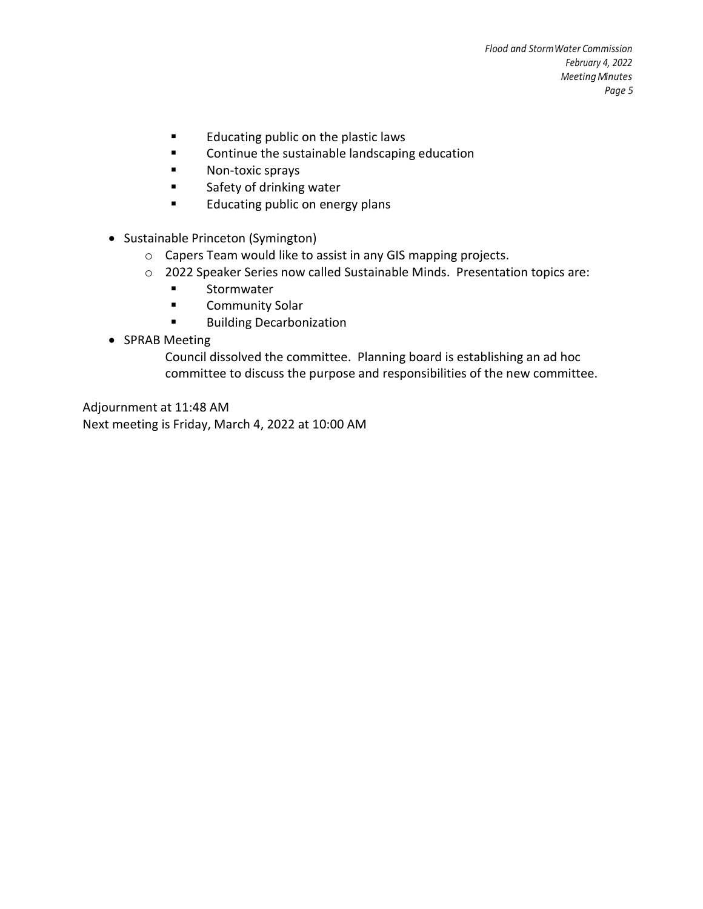- Educating public on the plastic laws
        - Continue the sustainable landscaping education
        - Non-toxic sprays
        - Safety of drinking water
        - Educating public on energy plans

- Sustainable Princeton (Symington)
    - Capers Team would like to assist in any GIS mapping projects.
    - 2022 Speaker Series now called Sustainable Minds. Presentation topics are:
        - Stormwater
        - Community Solar
        - Building Decarbonization
- SPRAB Meeting

    Council dissolved the committee. Planning board is establishing an ad hoc committee to discuss the purpose and responsibilities of the new committee.

Adjournment at 11:48 AM
Next meeting is Friday, March 4, 2022 at 10:00 AM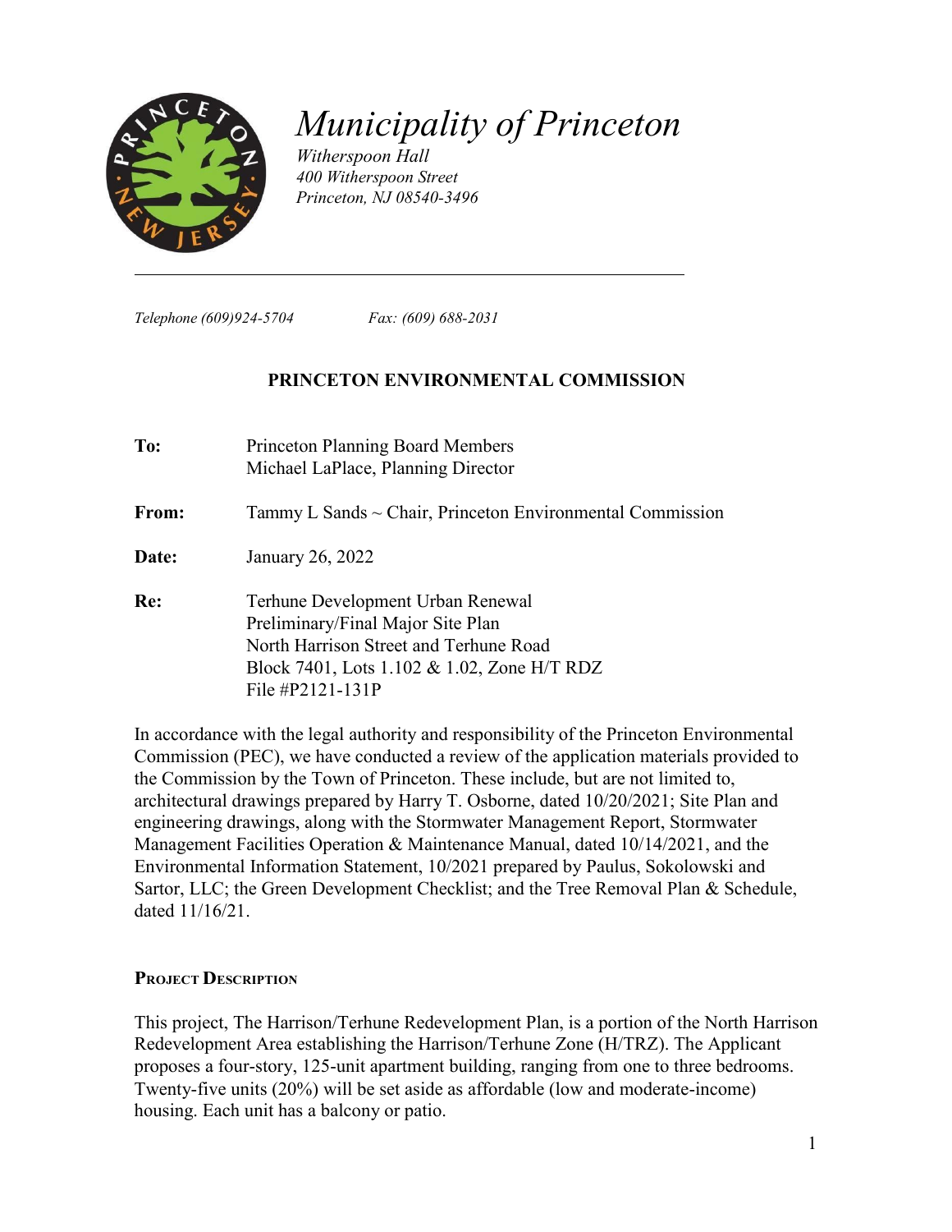# *Municipality of Princeton*

*Witherspoon Hall*
*400 Witherspoon Street*
*Princeton, NJ 08540-3496*

---

*Telephone (609)924-5704* *Fax: (609) 688-2031*

## PRINCETON ENVIRONMENTAL COMMISSION

**To:** Princeton Planning Board Members
Michael LaPlace, Planning Director

**From:** Tammy L Sands ~ Chair, Princeton Environmental Commission

**Date:** January 26, 2022

**Re:** Terhune Development Urban Renewal
Preliminary/Final Major Site Plan
North Harrison Street and Terhune Road
Block 7401, Lots 1.102 & 1.02, Zone H/T RDZ
File #P2121-131P

In accordance with the legal authority and responsibility of the Princeton Environmental Commission (PEC), we have conducted a review of the application materials provided to the Commission by the Town of Princeton. These include, but are not limited to, architectural drawings prepared by Harry T. Osborne, dated 10/20/2021; Site Plan and engineering drawings, along with the Stormwater Management Report, Stormwater Management Facilities Operation & Maintenance Manual, dated 10/14/2021, and the Environmental Information Statement, 10/2021 prepared by Paulus, Sokolowski and Sartor, LLC; the Green Development Checklist; and the Tree Removal Plan & Schedule, dated 11/16/21.

### Project Description

This project, The Harrison/Terhune Redevelopment Plan, is a portion of the North Harrison Redevelopment Area establishing the Harrison/Terhune Zone (H/TRZ). The Applicant proposes a four-story, 125-unit apartment building, ranging from one to three bedrooms. Twenty-five units (20%) will be set aside as affordable (low and moderate-income) housing. Each unit has a balcony or patio.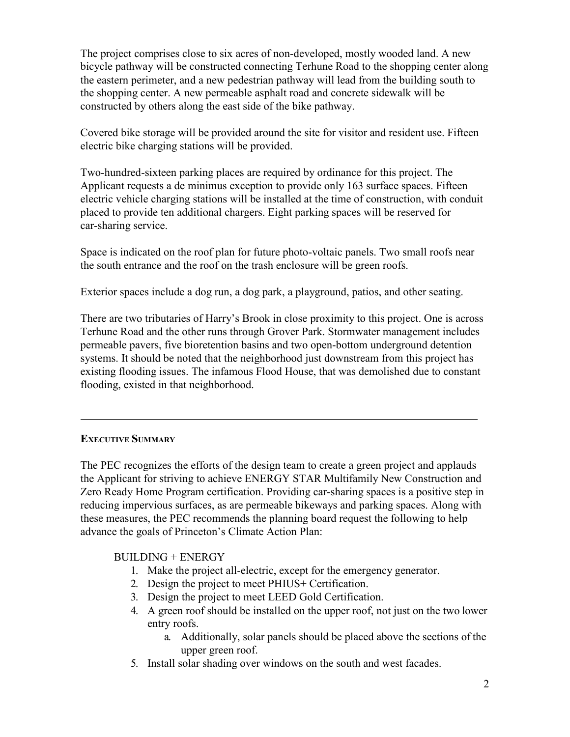The project comprises close to six acres of non-developed, mostly wooded land. A new bicycle pathway will be constructed connecting Terhune Road to the shopping center along the eastern perimeter, and a new pedestrian pathway will lead from the building south to the shopping center. A new permeable asphalt road and concrete sidewalk will be constructed by others along the east side of the bike pathway.

Covered bike storage will be provided around the site for visitor and resident use. Fifteen electric bike charging stations will be provided.

Two-hundred-sixteen parking places are required by ordinance for this project. The Applicant requests a de minimus exception to provide only 163 surface spaces. Fifteen electric vehicle charging stations will be installed at the time of construction, with conduit placed to provide ten additional chargers. Eight parking spaces will be reserved for car-sharing service.

Space is indicated on the roof plan for future photo-voltaic panels. Two small roofs near the south entrance and the roof on the trash enclosure will be green roofs.

Exterior spaces include a dog run, a dog park, a playground, patios, and other seating.

There are two tributaries of Harry's Brook in close proximity to this project. One is across Terhune Road and the other runs through Grover Park. Stormwater management includes permeable pavers, five bioretention basins and two open-bottom underground detention systems. It should be noted that the neighborhood just downstream from this project has existing flooding issues. The infamous Flood House, that was demolished due to constant flooding, existed in that neighborhood.

---

## EXECUTIVE SUMMARY

The PEC recognizes the efforts of the design team to create a green project and applauds the Applicant for striving to achieve ENERGY STAR Multifamily New Construction and Zero Ready Home Program certification. Providing car-sharing spaces is a positive step in reducing impervious surfaces, as are permeable bikeways and parking spaces. Along with these measures, the PEC recommends the planning board request the following to help advance the goals of Princeton's Climate Action Plan:

BUILDING + ENERGY

1. Make the project all-electric, except for the emergency generator.
2. Design the project to meet PHIUS+ Certification.
3. Design the project to meet LEED Gold Certification.
4. A green roof should be installed on the upper roof, not just on the two lower entry roofs.
   a. Additionally, solar panels should be placed above the sections of the upper green roof.
5. Install solar shading over windows on the south and west facades.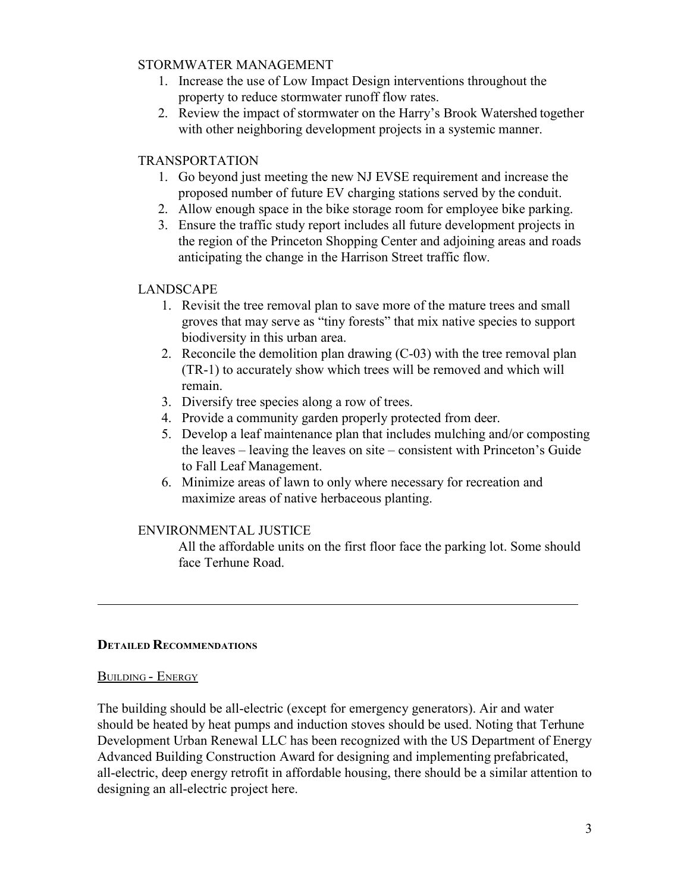STORMWATER MANAGEMENT

1. Increase the use of Low Impact Design interventions throughout the property to reduce stormwater runoff flow rates.
2. Review the impact of stormwater on the Harry's Brook Watershed together with other neighboring development projects in a systemic manner.

TRANSPORTATION

1. Go beyond just meeting the new NJ EVSE requirement and increase the proposed number of future EV charging stations served by the conduit.
2. Allow enough space in the bike storage room for employee bike parking.
3. Ensure the traffic study report includes all future development projects in the region of the Princeton Shopping Center and adjoining areas and roads anticipating the change in the Harrison Street traffic flow.

LANDSCAPE

1. Revisit the tree removal plan to save more of the mature trees and small groves that may serve as "tiny forests" that mix native species to support biodiversity in this urban area.
2. Reconcile the demolition plan drawing (C-03) with the tree removal plan (TR-1) to accurately show which trees will be removed and which will remain.
3. Diversify tree species along a row of trees.
4. Provide a community garden properly protected from deer.
5. Develop a leaf maintenance plan that includes mulching and/or composting the leaves – leaving the leaves on site – consistent with Princeton's Guide to Fall Leaf Management.
6. Minimize areas of lawn to only where necessary for recreation and maximize areas of native herbaceous planting.

ENVIRONMENTAL JUSTICE

All the affordable units on the first floor face the parking lot. Some should face Terhune Road.

---

## Detailed Recommendations

### Building - Energy

The building should be all-electric (except for emergency generators). Air and water should be heated by heat pumps and induction stoves should be used. Noting that Terhune Development Urban Renewal LLC has been recognized with the US Department of Energy Advanced Building Construction Award for designing and implementing prefabricated, all-electric, deep energy retrofit in affordable housing, there should be a similar attention to designing an all-electric project here.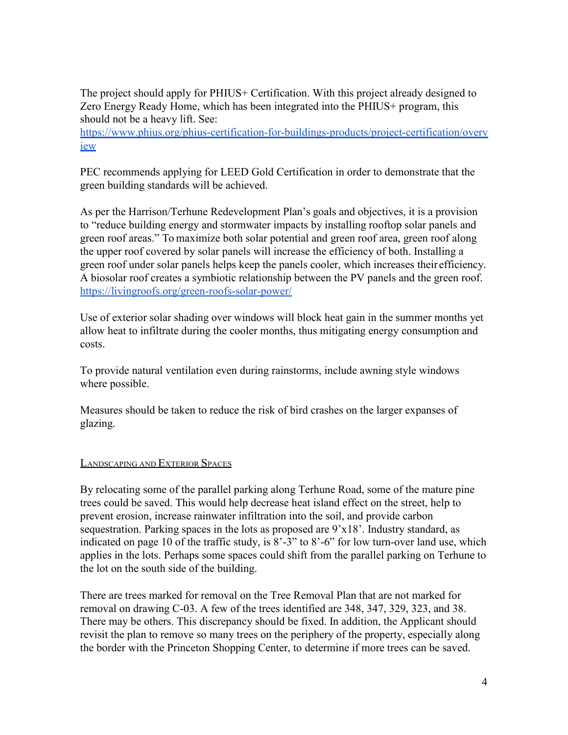The project should apply for PHIUS+ Certification. With this project already designed to Zero Energy Ready Home, which has been integrated into the PHIUS+ program, this should not be a heavy lift. See: https://www.phius.org/phius-certification-for-buildings-products/project-certification/overview

PEC recommends applying for LEED Gold Certification in order to demonstrate that the green building standards will be achieved.

As per the Harrison/Terhune Redevelopment Plan's goals and objectives, it is a provision to "reduce building energy and stormwater impacts by installing rooftop solar panels and green roof areas." To maximize both solar potential and green roof area, green roof along the upper roof covered by solar panels will increase the efficiency of both. Installing a green roof under solar panels helps keep the panels cooler, which increases their efficiency. A biosolar roof creates a symbiotic relationship between the PV panels and the green roof. https://livingroofs.org/green-roofs-solar-power/

Use of exterior solar shading over windows will block heat gain in the summer months yet allow heat to infiltrate during the cooler months, thus mitigating energy consumption and costs.

To provide natural ventilation even during rainstorms, include awning style windows where possible.

Measures should be taken to reduce the risk of bird crashes on the larger expanses of glazing.

## Landscaping and Exterior Spaces

By relocating some of the parallel parking along Terhune Road, some of the mature pine trees could be saved. This would help decrease heat island effect on the street, help to prevent erosion, increase rainwater infiltration into the soil, and provide carbon sequestration. Parking spaces in the lots as proposed are 9'x18'. Industry standard, as indicated on page 10 of the traffic study, is 8'-3" to 8'-6" for low turn-over land use, which applies in the lots. Perhaps some spaces could shift from the parallel parking on Terhune to the lot on the south side of the building.

There are trees marked for removal on the Tree Removal Plan that are not marked for removal on drawing C-03. A few of the trees identified are 348, 347, 329, 323, and 38. There may be others. This discrepancy should be fixed. In addition, the Applicant should revisit the plan to remove so many trees on the periphery of the property, especially along the border with the Princeton Shopping Center, to determine if more trees can be saved.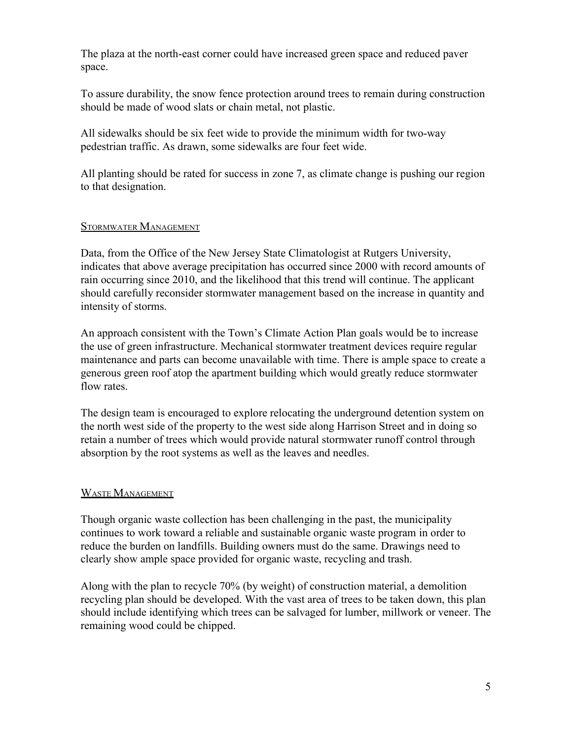The plaza at the north-east corner could have increased green space and reduced paver space.

To assure durability, the snow fence protection around trees to remain during construction should be made of wood slats or chain metal, not plastic.

All sidewalks should be six feet wide to provide the minimum width for two-way pedestrian traffic. As drawn, some sidewalks are four feet wide.

All planting should be rated for success in zone 7, as climate change is pushing our region to that designation.

## Stormwater Management

Data, from the Office of the New Jersey State Climatologist at Rutgers University, indicates that above average precipitation has occurred since 2000 with record amounts of rain occurring since 2010, and the likelihood that this trend will continue. The applicant should carefully reconsider stormwater management based on the increase in quantity and intensity of storms.

An approach consistent with the Town's Climate Action Plan goals would be to increase the use of green infrastructure. Mechanical stormwater treatment devices require regular maintenance and parts can become unavailable with time. There is ample space to create a generous green roof atop the apartment building which would greatly reduce stormwater flow rates.

The design team is encouraged to explore relocating the underground detention system on the north west side of the property to the west side along Harrison Street and in doing so retain a number of trees which would provide natural stormwater runoff control through absorption by the root systems as well as the leaves and needles.

## Waste Management

Though organic waste collection has been challenging in the past, the municipality continues to work toward a reliable and sustainable organic waste program in order to reduce the burden on landfills. Building owners must do the same. Drawings need to clearly show ample space provided for organic waste, recycling and trash.

Along with the plan to recycle 70% (by weight) of construction material, a demolition recycling plan should be developed. With the vast area of trees to be taken down, this plan should include identifying which trees can be salvaged for lumber, millwork or veneer. The remaining wood could be chipped.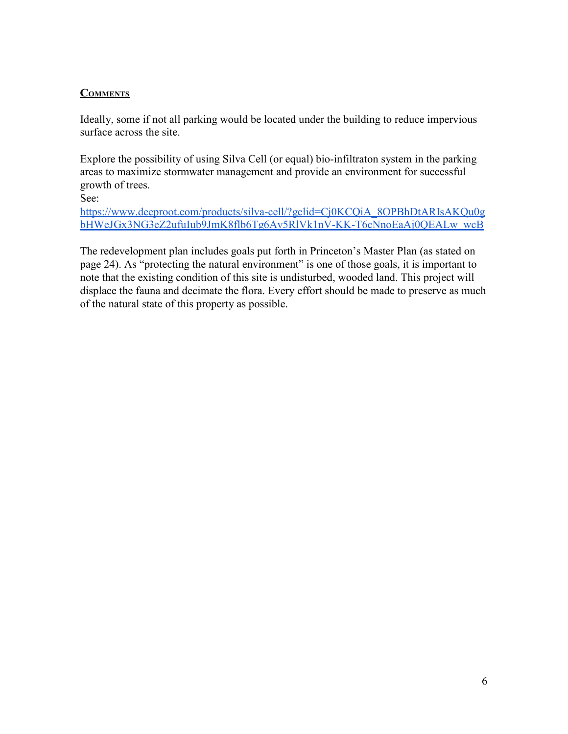## COMMENTS

Ideally, some if not all parking would be located under the building to reduce impervious surface across the site.

Explore the possibility of using Silva Cell (or equal) bio-infiltraton system in the parking areas to maximize stormwater management and provide an environment for successful growth of trees.
See:
https://www.deeproot.com/products/silva-cell/?gclid=Cj0KCQiA_8OPBhDtARIsAKQu0gbHWeJGx3NG3eZ2ufuIub9JmK8flb6Tg6Av5RlVk1nV-KK-T6cNnoEaAj0QEALw_wcB

The redevelopment plan includes goals put forth in Princeton's Master Plan (as stated on page 24). As "protecting the natural environment" is one of those goals, it is important to note that the existing condition of this site is undisturbed, wooded land. This project will displace the fauna and decimate the flora. Every effort should be made to preserve as much of the natural state of this property as possible.